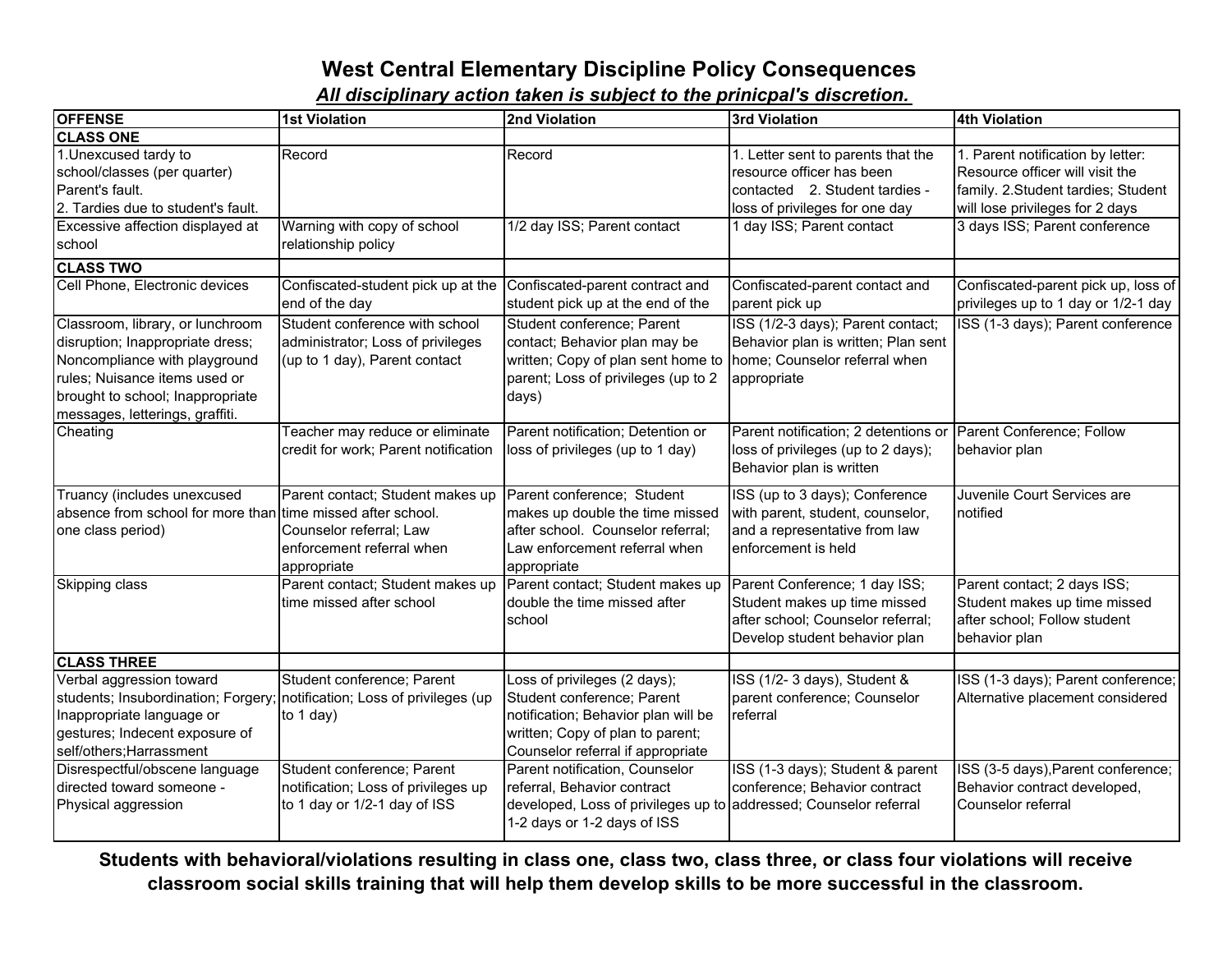# West Central Elementary Discipline Policy Consequences

***All disciplinary action taken is subject to the prinicpal's discretion.***

| OFFENSE | 1st Violation | 2nd Violation | 3rd Violation | 4th Violation |
|---|---|---|---|---|
| **CLASS ONE** | | | | |
| 1.Unexcused tardy to school/classes (per quarter) Parent's fault. 2. Tardies due to student's fault. | Record | Record | 1. Letter sent to parents that the resource officer has been contacted 2. Student tardies - loss of privileges for one day | 1. Parent notification by letter: Resource officer will visit the family. 2.Student tardies; Student will lose privileges for 2 days |
| Excessive affection displayed at school | Warning with copy of school relationship policy | 1/2 day ISS; Parent contact | 1 day ISS; Parent contact | 3 days ISS; Parent conference |
| **CLASS TWO** | | | | |
| Cell Phone, Electronic devices | Confiscated-student pick up at the end of the day | Confiscated-parent contract and student pick up at the end of the | Confiscated-parent contact and parent pick up | Confiscated-parent pick up, loss of privileges up to 1 day or 1/2-1 day |
| Classroom, library, or lunchroom disruption; Inappropriate dress; Noncompliance with playground rules; Nuisance items used or brought to school; Inappropriate messages, letterings, graffiti. | Student conference with school administrator; Loss of privileges (up to 1 day), Parent contact | Student conference; Parent contact; Behavior plan may be written; Copy of plan sent home to parent; Loss of privileges (up to 2 days) | ISS (1/2-3 days); Parent contact; Behavior plan is written; Plan sent home; Counselor referral when appropriate | ISS (1-3 days); Parent conference |
| Cheating | Teacher may reduce or eliminate credit for work; Parent notification | Parent notification; Detention or loss of privileges (up to 1 day) | Parent notification; 2 detentions or loss of privileges (up to 2 days); Behavior plan is written | Parent Conference; Follow behavior plan |
| Truancy (includes unexcused absence from school for more than one class period) | Parent contact; Student makes up time missed after school. Counselor referral; Law enforcement referral when appropriate | Parent conference; Student makes up double the time missed after school. Counselor referral; Law enforcement referral when appropriate | ISS (up to 3 days); Conference with parent, student, counselor, and a representative from law enforcement is held | Juvenile Court Services are notified |
| Skipping class | Parent contact; Student makes up time missed after school | Parent contact; Student makes up double the time missed after school | Parent Conference; 1 day ISS; Student makes up time missed after school; Counselor referral; Develop student behavior plan | Parent contact; 2 days ISS; Student makes up time missed after school; Follow student behavior plan |
| **CLASS THREE** | | | | |
| Verbal aggression toward students; Insubordination; Forgery; Inappropriate language or gestures; Indecent exposure of self/others;Harrassment | Student conference; Parent notification; Loss of privileges (up to 1 day) | Loss of privileges (2 days); Student conference; Parent notification; Behavior plan will be written; Copy of plan to parent; Counselor referral if appropriate | ISS (1/2- 3 days), Student & parent conference; Counselor referral | ISS (1-3 days); Parent conference; Alternative placement considered |
| Disrespectful/obscene language directed toward someone - Physical aggression | Student conference; Parent notification; Loss of privileges up to 1 day or 1/2-1 day of ISS | Parent notification, Counselor referral, Behavior contract developed, Loss of privileges up to 1-2 days or 1-2 days of ISS | ISS (1-3 days); Student & parent conference; Behavior contract addressed; Counselor referral | ISS (3-5 days),Parent conference; Behavior contract developed, Counselor referral |

**Students with behavioral/violations resulting in class one, class two, class three, or class four violations will receive classroom social skills training that will help them develop skills to be more successful in the classroom.**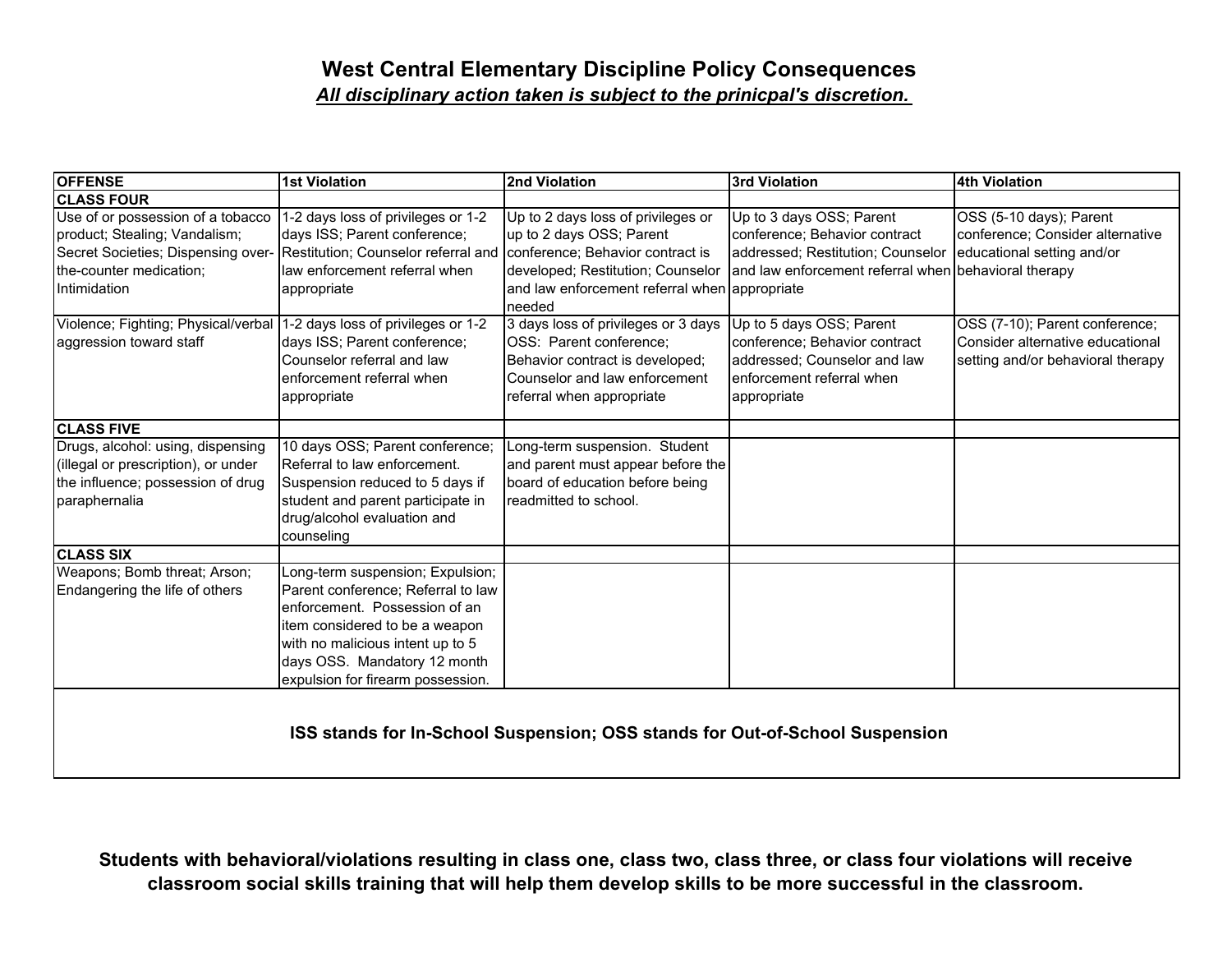# West Central Elementary Discipline Policy Consequences

***All disciplinary action taken is subject to the prinicpal's discretion.***

| OFFENSE | 1st Violation | 2nd Violation | 3rd Violation | 4th Violation |
|---|---|---|---|---|
| **CLASS FOUR** | | | | |
| Use of or possession of a tobacco product; Stealing; Vandalism; Secret Societies; Dispensing over-the-counter medication; Intimidation | 1-2 days loss of privileges or 1-2 days ISS; Parent conference; Restitution; Counselor referral and law enforcement referral when appropriate | Up to 2 days loss of privileges or up to 2 days OSS; Parent conference; Behavior contract is developed; Restitution; Counselor and law enforcement referral when needed | Up to 3 days OSS; Parent conference; Behavior contract addressed; Restitution; Counselor and law enforcement referral when appropriate | OSS (5-10 days); Parent conference; Consider alternative educational setting and/or behavioral therapy |
| Violence; Fighting; Physical/verbal aggression toward staff | 1-2 days loss of privileges or 1-2 days ISS; Parent conference; Counselor referral and law enforcement referral when appropriate | 3 days loss of privileges or 3 days OSS: Parent conference; Behavior contract is developed; Counselor and law enforcement referral when appropriate | Up to 5 days OSS; Parent conference; Behavior contract addressed; Counselor and law enforcement referral when appropriate | OSS (7-10); Parent conference; Consider alternative educational setting and/or behavioral therapy |
| **CLASS FIVE** | | | | |
| Drugs, alcohol: using, dispensing (illegal or prescription), or under the influence; possession of drug paraphernalia | 10 days OSS; Parent conference; Referral to law enforcement. Suspension reduced to 5 days if student and parent participate in drug/alcohol evaluation and counseling | Long-term suspension. Student and parent must appear before the board of education before being readmitted to school. | | |
| **CLASS SIX** | | | | |
| Weapons; Bomb threat; Arson; Endangering the life of others | Long-term suspension; Expulsion; Parent conference; Referral to law enforcement. Possession of an item considered to be a weapon with no malicious intent up to 5 days OSS. Mandatory 12 month expulsion for firearm possession. | | | |

**ISS stands for In-School Suspension; OSS stands for Out-of-School Suspension**

**Students with behavioral/violations resulting in class one, class two, class three, or class four violations will receive classroom social skills training that will help them develop skills to be more successful in the classroom.**